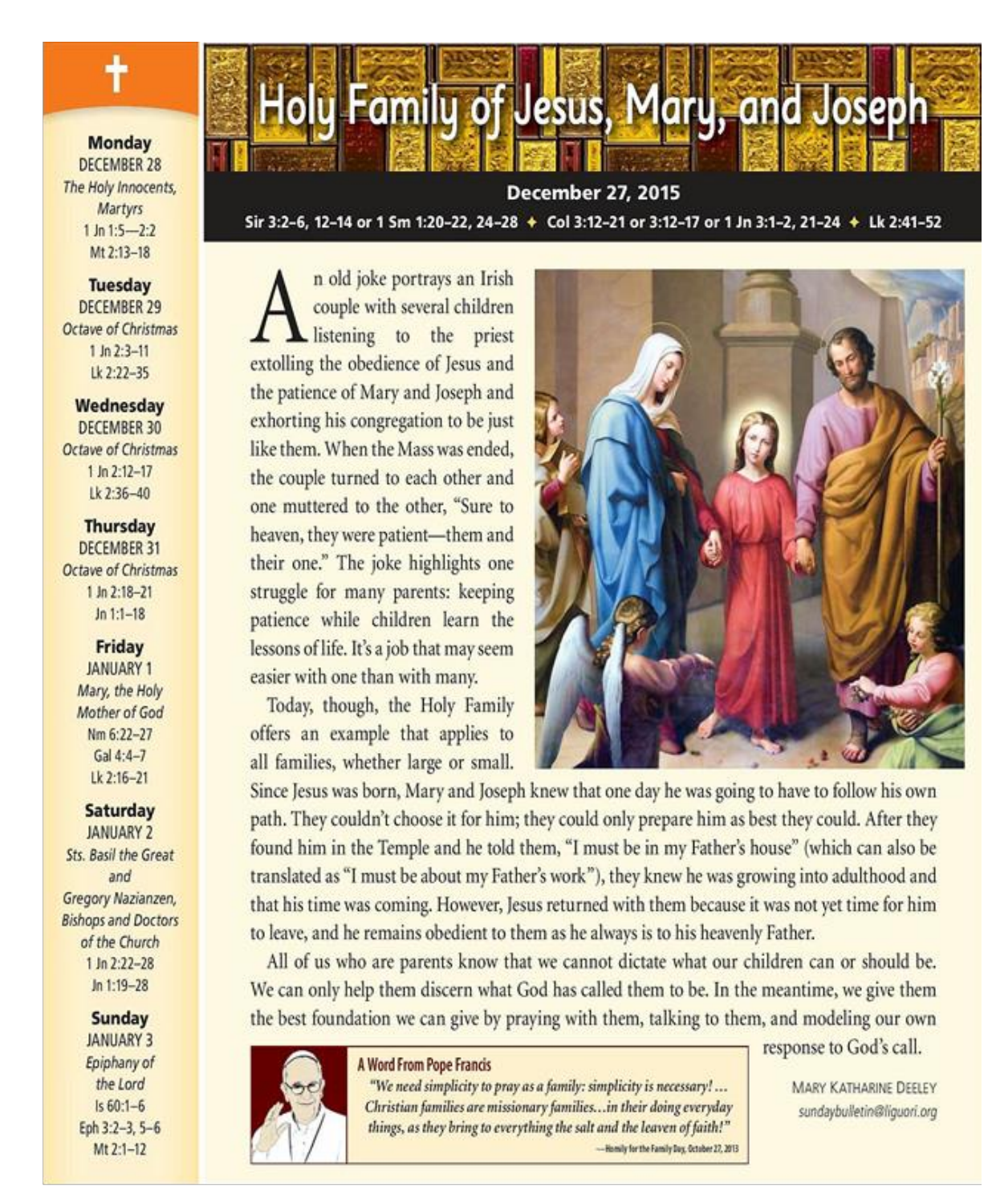# Holy Family of Jesus, Mary, and Joseph

**December 27, 2015**

**Sir 3:2–6, 12–14 or 1 Sm 1:20–22, 24–28 ✦ Col 3:12–21 or 3:12–17 or 1 Jn 3:1–2, 21–24 ✦ Lk 2:41–52**

An old joke portrays an Irish couple with several children listening to the priest extolling the obedience of Jesus and the patience of Mary and Joseph and exhorting his congregation to be just like them. When the Mass was ended, the couple turned to each other and one muttered to the other, "Sure to heaven, they were patient—them and their one." The joke highlights one struggle for many parents: keeping patience while children learn the lessons of life. It's a job that may seem easier with one than with many.

Today, though, the Holy Family offers an example that applies to all families, whether large or small. Since Jesus was born, Mary and Joseph knew that one day he was going to have to follow his own path. They couldn't choose it for him; they could only prepare him as best they could. After they found him in the Temple and he told them, "I must be in my Father's house" (which can also be translated as "I must be about my Father's work"), they knew he was growing into adulthood and that his time was coming. However, Jesus returned with them because it was not yet time for him to leave, and he remains obedient to them as he always is to his heavenly Father.

All of us who are parents know that we cannot dictate what our children can or should be. We can only help them discern what God has called them to be. In the meantime, we give them the best foundation we can give by praying with them, talking to them, and modeling our own response to God's call.

MARY KATHARINE DEELEY
sundaybulletin@liguori.org

**A Word From Pope Francis**

*"We need simplicity to pray as a family: simplicity is necessary!... Christian families are missionary families...in their doing everyday things, as they bring to everything the salt and the leaven of faith!"*

—Homily for the Family Day, October 27, 2013

---

**Monday**
DECEMBER 28
*The Holy Innocents, Martyrs*
1 Jn 1:5—2:2
Mt 2:13–18

**Tuesday**
DECEMBER 29
*Octave of Christmas*
1 Jn 2:3–11
Lk 2:22–35

**Wednesday**
DECEMBER 30
*Octave of Christmas*
1 Jn 2:12–17
Lk 2:36–40

**Thursday**
DECEMBER 31
*Octave of Christmas*
1 Jn 2:18–21
Jn 1:1–18

**Friday**
JANUARY 1
*Mary, the Holy Mother of God*
Nm 6:22–27
Gal 4:4–7
Lk 2:16–21

**Saturday**
JANUARY 2
*Sts. Basil the Great and Gregory Nazianzen, Bishops and Doctors of the Church*
1 Jn 2:22–28
Jn 1:19–28

**Sunday**
JANUARY 3
*Epiphany of the Lord*
Is 60:1–6
Eph 3:2–3, 5–6
Mt 2:1–12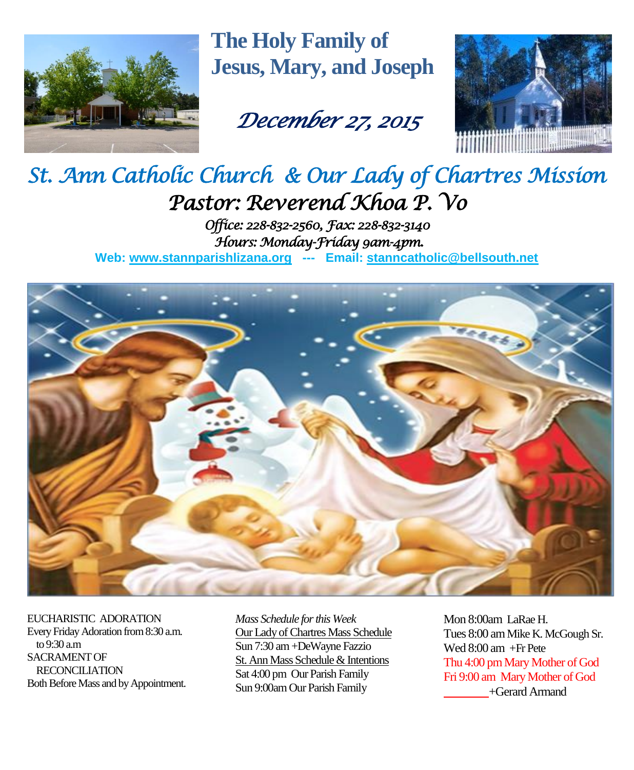# The Holy Family of Jesus, Mary, and Joseph

*December 27, 2015*

## *St. Ann Catholic Church & Our Lady of Chartres Mission*

### *Pastor: Reverend Khoa P. Vo*

*Office: 228-832-2560, Fax: 228-832-3140*
*Hours: Monday-Friday 9am-4pm.*

**Web: www.stannparishlizana.org --- Email: stanncatholic@bellsouth.net**

EUCHARISTIC ADORATION
Every Friday Adoration from 8:30 a.m. to 9:30 a.m
SACRAMENT OF RECONCILIATION
Both Before Mass and by Appointment.

*Mass Schedule for this Week*

Our Lady of Chartres Mass Schedule
Sun 7:30 am +DeWayne Fazzio

St. Ann Mass Schedule & Intentions
Sat 4:00 pm Our Parish Family
Sun 9:00am Our Parish Family
Mon 8:00am LaRae H.
Tues 8:00 am Mike K. McGough Sr.
Wed 8:00 am +Fr Pete
Thu 4:00 pm Mary Mother of God
Fri 9:00 am Mary Mother of God
________+Gerard Armand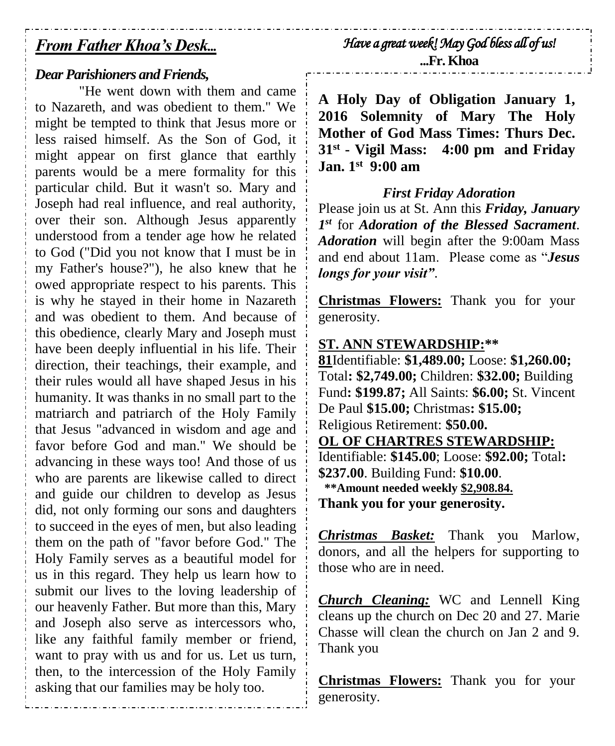## *From Father Khoa's Desk...*

### *Dear Parishioners and Friends,*

"He went down with them and came to Nazareth, and was obedient to them." We might be tempted to think that Jesus more or less raised himself. As the Son of God, it might appear on first glance that earthly parents would be a mere formality for this particular child. But it wasn't so. Mary and Joseph had real influence, and real authority, over their son. Although Jesus apparently understood from a tender age how he related to God ("Did you not know that I must be in my Father's house?"), he also knew that he owed appropriate respect to his parents. This is why he stayed in their home in Nazareth and was obedient to them. And because of this obedience, clearly Mary and Joseph must have been deeply influential in his life. Their direction, their teachings, their example, and their rules would all have shaped Jesus in his humanity. It was thanks in no small part to the matriarch and patriarch of the Holy Family that Jesus "advanced in wisdom and age and favor before God and man." We should be advancing in these ways too! And those of us who are parents are likewise called to direct and guide our children to develop as Jesus did, not only forming our sons and daughters to succeed in the eyes of men, but also leading them on the path of "favor before God." The Holy Family serves as a beautiful model for us in this regard. They help us learn how to submit our lives to the loving leadership of our heavenly Father. But more than this, Mary and Joseph also serve as intercessors who, like any faithful family member or friend, want to pray with us and for us. Let us turn, then, to the intercession of the Holy Family asking that our families may be holy too.

*Have a great week! May God bless all of us!*
**...Fr. Khoa**

**A Holy Day of Obligation January 1, 2016 Solemnity of Mary The Holy Mother of God Mass Times: Thurs Dec. 31st - Vigil Mass: 4:00 pm and Friday Jan. 1st 9:00 am**

***First Friday Adoration***

Please join us at St. Ann this ***Friday, January 1st*** for ***Adoration of the Blessed Sacrament***. ***Adoration*** will begin after the 9:00am Mass and end about 11am. Please come as "***Jesus longs for your visit"***.

**Christmas Flowers:** Thank you for your generosity.

**ST. ANN STEWARDSHIP:\*\***
**81**Identifiable: **$1,489.00;** Loose: **$1,260.00;** Total**: $2,749.00;** Children: **$32.00;** Building Fund**: $199.87;** All Saints: **$6.00;** St. Vincent De Paul **$15.00;** Christmas**: $15.00;** Religious Retirement: **$50.00.**

**OL OF CHARTRES STEWARDSHIP:**
Identifiable: **$145.00**; Loose: **$92.00;** Total**: $237.00**. Building Fund: **$10.00**.
**\*\*Amount needed weekly $2,908.84.**
**Thank you for your generosity.**

***Christmas Basket:*** Thank you Marlow, donors, and all the helpers for supporting to those who are in need.

***Church Cleaning:*** WC and Lennell King cleans up the church on Dec 20 and 27. Marie Chasse will clean the church on Jan 2 and 9. Thank you

**Christmas Flowers:** Thank you for your generosity.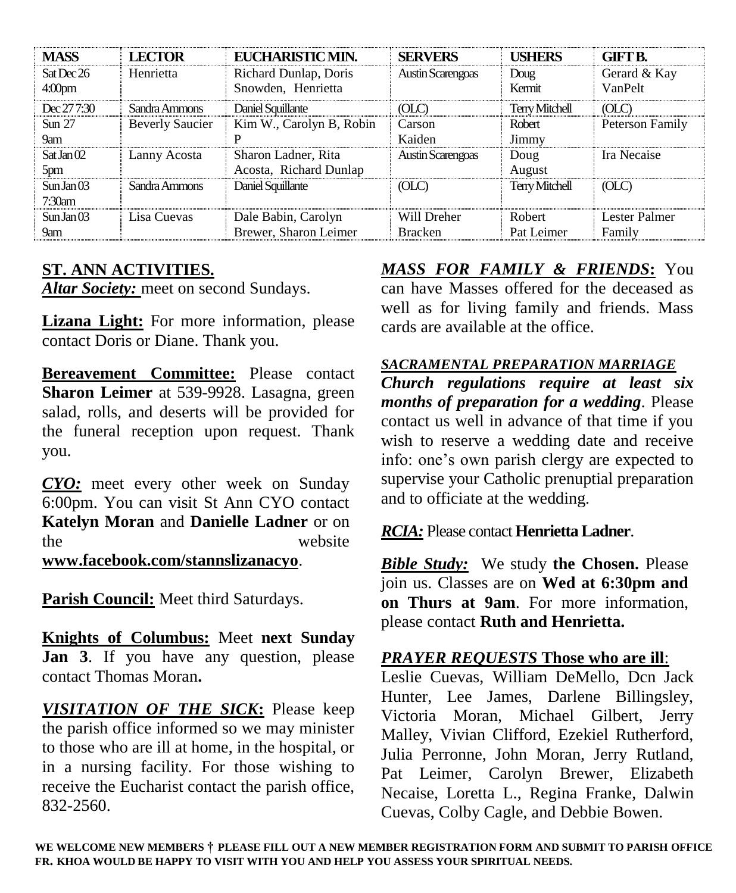| MASS | LECTOR | EUCHARISTIC MIN. | SERVERS | USHERS | GIFT B. |
|---|---|---|---|---|---|
| Sat Dec 26 4:00pm | Henrietta | Richard Dunlap, Doris Snowden, Henrietta | Austin Scarengoas | Doug Kermit | Gerard & Kay VanPelt |
| Dec 27 7:30 | Sandra Ammons | Daniel Squillante | (OLC) | Terry Mitchell | (OLC) |
| Sun 27 9am | Beverly Saucier | Kim W., Carolyn B, Robin P | Carson Kaiden | Robert Jimmy | Peterson Family |
| Sat Jan 02 5pm | Lanny Acosta | Sharon Ladner, Rita Acosta, Richard Dunlap | Austin Scarengoas | Doug August | Ira Necaise |
| Sun Jan 03 7:30am | Sandra Ammons | Daniel Squillante | (OLC) | Terry Mitchell | (OLC) |
| Sun Jan 03 9am | Lisa Cuevas | Dale Babin, Carolyn Brewer, Sharon Leimer | Will Dreher Bracken | Robert Pat Leimer | Lester Palmer Family |

## ST. ANN ACTIVITIES.

***Altar Society:*** meet on second Sundays.

**Lizana Light:** For more information, please contact Doris or Diane. Thank you.

**Bereavement Committee:** Please contact **Sharon Leimer** at 539-9928. Lasagna, green salad, rolls, and deserts will be provided for the funeral reception upon request. Thank you.

***CYO:*** meet every other week on Sunday 6:00pm. You can visit St Ann CYO contact **Katelyn Moran** and **Danielle Ladner** or on the website **www.facebook.com/stannslizanacyo**.

**Parish Council:** Meet third Saturdays.

**Knights of Columbus:** Meet **next Sunday Jan 3**. If you have any question, please contact Thomas Moran**.**

***VISITATION OF THE SICK*:** Please keep the parish office informed so we may minister to those who are ill at home, in the hospital, or in a nursing facility. For those wishing to receive the Eucharist contact the parish office, 832-2560.

***MASS FOR FAMILY & FRIENDS*:** You can have Masses offered for the deceased as well as for living family and friends. Mass cards are available at the office.

***SACRAMENTAL PREPARATION MARRIAGE***

***Church regulations require at least six months of preparation for a wedding***. Please contact us well in advance of that time if you wish to reserve a wedding date and receive info: one's own parish clergy are expected to supervise your Catholic prenuptial preparation and to officiate at the wedding.

***RCIA:*** Please contact **Henrietta Ladner**.

***Bible Study:*** We study **the Chosen.** Please join us. Classes are on **Wed at 6:30pm and on Thurs at 9am**. For more information, please contact **Ruth and Henrietta.**

***PRAYER REQUESTS* Those who are ill**:

Leslie Cuevas, William DeMello, Dcn Jack Hunter, Lee James, Darlene Billingsley, Victoria Moran, Michael Gilbert, Jerry Malley, Vivian Clifford, Ezekiel Rutherford, Julia Perronne, John Moran, Jerry Rutland, Pat Leimer, Carolyn Brewer, Elizabeth Necaise, Loretta L., Regina Franke, Dalwin Cuevas, Colby Cagle, and Debbie Bowen.

**WE WELCOME NEW MEMBERS † PLEASE FILL OUT A NEW MEMBER REGISTRATION FORM AND SUBMIT TO PARISH OFFICE FR. KHOA WOULD BE HAPPY TO VISIT WITH YOU AND HELP YOU ASSESS YOUR SPIRITUAL NEEDS.**